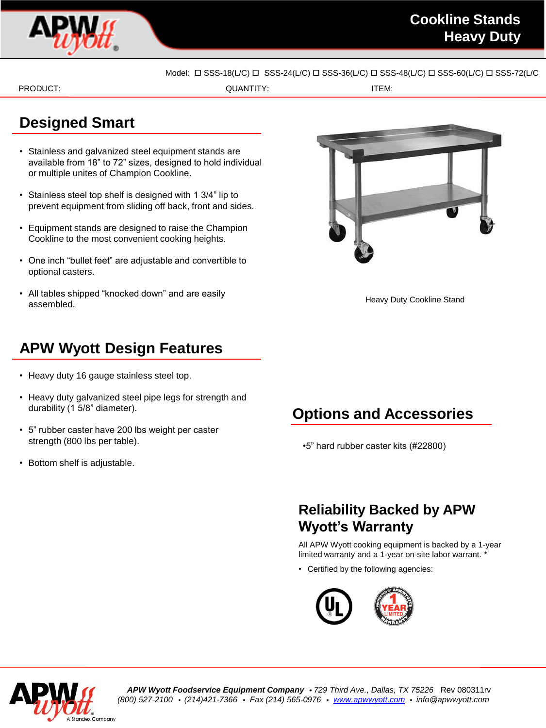# Cookline Stands Heavy Duty

Model: ☐ SSS-18(L/C) ☐ SSS-24(L/C) ☐ SSS-36(L/C) ☐ SSS-48(L/C) ☐ SSS-60(L/C) ☐ SSS-72(L/C

PRODUCT: QUANTITY: ITEM:

## Designed Smart

- Stainless and galvanized steel equipment stands are available from 18" to 72" sizes, designed to hold individual or multiple unites of Champion Cookline.
- Stainless steel top shelf is designed with 1 3/4" lip to prevent equipment from sliding off back, front and sides.
- Equipment stands are designed to raise the Champion Cookline to the most convenient cooking heights.
- One inch "bullet feet" are adjustable and convertible to optional casters.
- All tables shipped "knocked down" and are easily assembled.

Heavy Duty Cookline Stand

## APW Wyott Design Features

- Heavy duty 16 gauge stainless steel top.
- Heavy duty galvanized steel pipe legs for strength and durability (1 5/8" diameter).
- 5" rubber caster have 200 lbs weight per caster strength (800 lbs per table).
- Bottom shelf is adjustable.

## Options and Accessories

- 5" hard rubber caster kits (#22800)

## Reliability Backed by APW Wyott's Warranty

All APW Wyott cooking equipment is backed by a 1-year limited warranty and a 1-year on-site labor warrant. *

- Certified by the following agencies:

***APW Wyott Foodservice Equipment Company*** • *729 Third Ave., Dallas, TX 75226* Rev 080311rv
*(800) 527-2100 • (214)421-7366 • Fax (214) 565-0976 • www.apwwyott.com • info@apwwyott.com*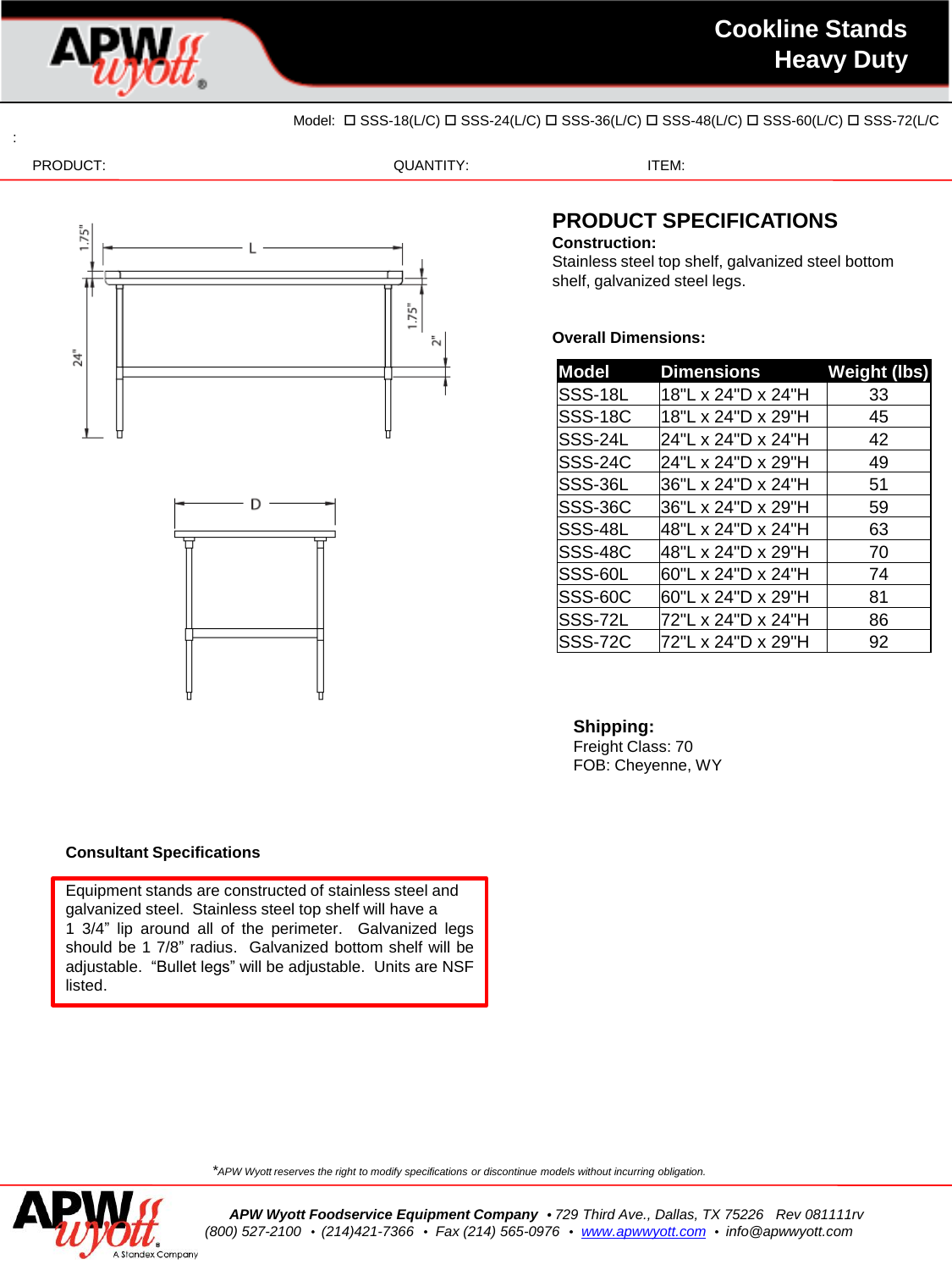# Cookline Stands
## Heavy Duty

Model: ☐ SSS-18(L/C) ☐ SSS-24(L/C) ☐ SSS-36(L/C) ☐ SSS-48(L/C) ☐ SSS-60(L/C) ☐ SSS-72(L/C
:

PRODUCT: QUANTITY: ITEM:

1.75"

L

24"

1.75"

2"

D

## PRODUCT SPECIFICATIONS

**Construction:**
Stainless steel top shelf, galvanized steel bottom shelf, galvanized steel legs.

**Overall Dimensions:**

| Model | Dimensions | Weight (lbs) |
|---|---|---|
| SSS-18L | 18"L x 24"D x 24"H | 33 |
| SSS-18C | 18"L x 24"D x 29"H | 45 |
| SSS-24L | 24"L x 24"D x 24"H | 42 |
| SSS-24C | 24"L x 24"D x 29"H | 49 |
| SSS-36L | 36"L x 24"D x 24"H | 51 |
| SSS-36C | 36"L x 24"D x 29"H | 59 |
| SSS-48L | 48"L x 24"D x 24"H | 63 |
| SSS-48C | 48"L x 24"D x 29"H | 70 |
| SSS-60L | 60"L x 24"D x 24"H | 74 |
| SSS-60C | 60"L x 24"D x 29"H | 81 |
| SSS-72L | 72"L x 24"D x 24"H | 86 |
| SSS-72C | 72"L x 24"D x 29"H | 92 |

**Shipping:**
Freight Class: 70
FOB: Cheyenne, WY

**Consultant Specifications**

Equipment stands are constructed of stainless steel and galvanized steel. Stainless steel top shelf will have a 1 3/4" lip around all of the perimeter. Galvanized legs should be 1 7/8" radius. Galvanized bottom shelf will be adjustable. "Bullet legs" will be adjustable. Units are NSF listed.

**APW Wyott reserves the right to modify specifications or discontinue models without incurring obligation.*

***APW Wyott Foodservice Equipment Company*** *• 729 Third Ave., Dallas, TX 75226 Rev 081111rv*
*(800) 527-2100 • (214)421-7366 • Fax (214) 565-0976 • www.apwwyott.com • info@apwwyott.com*